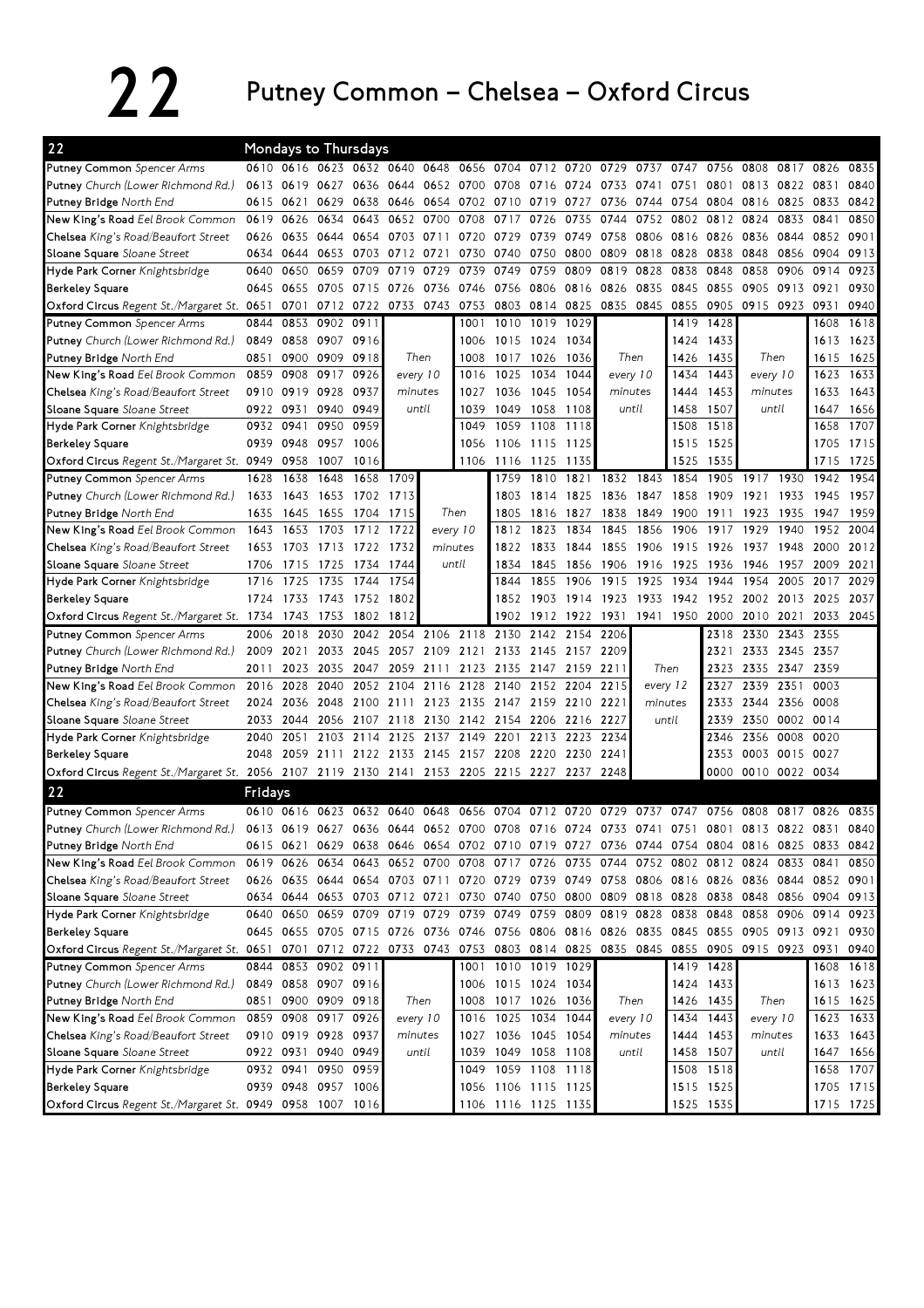# 22 Putney Common – Chelsea – Oxford Circus

## 22 Mondays to Thursdays

| Stop | | | | | | | | | | | | | | | | | | |
|---|---|---|---|---|---|---|---|---|---|---|---|---|---|---|---|---|---|---|
| Putney Common Spencer Arms | 0610 | 0616 | 0623 | 0632 | 0640 | 0648 | 0656 | 0704 | 0712 | 0720 | 0729 | 0737 | 0747 | 0756 | 0808 | 0817 | 0826 | 0835 |
| Putney Church (Lower Richmond Rd.) | 0613 | 0619 | 0627 | 0636 | 0644 | 0652 | 0700 | 0708 | 0716 | 0724 | 0733 | 0741 | 0751 | 0801 | 0813 | 0822 | 0831 | 0840 |
| Putney Bridge North End | 0615 | 0621 | 0629 | 0638 | 0646 | 0654 | 0702 | 0710 | 0719 | 0727 | 0736 | 0744 | 0754 | 0804 | 0816 | 0825 | 0833 | 0842 |
| New King's Road Eel Brook Common | 0619 | 0626 | 0634 | 0643 | 0652 | 0700 | 0708 | 0717 | 0726 | 0735 | 0744 | 0752 | 0802 | 0812 | 0824 | 0833 | 0841 | 0850 |
| Chelsea King's Road/Beaufort Street | 0626 | 0635 | 0644 | 0654 | 0703 | 0711 | 0720 | 0729 | 0739 | 0749 | 0758 | 0806 | 0816 | 0826 | 0836 | 0844 | 0852 | 0901 |
| Sloane Square Sloane Street | 0634 | 0644 | 0653 | 0703 | 0712 | 0721 | 0730 | 0740 | 0750 | 0800 | 0809 | 0818 | 0828 | 0838 | 0848 | 0856 | 0904 | 0913 |
| Hyde Park Corner Knightsbridge | 0640 | 0650 | 0659 | 0709 | 0719 | 0729 | 0739 | 0749 | 0759 | 0809 | 0819 | 0828 | 0838 | 0848 | 0858 | 0906 | 0914 | 0923 |
| Berkeley Square | 0645 | 0655 | 0705 | 0715 | 0726 | 0736 | 0746 | 0756 | 0806 | 0816 | 0826 | 0835 | 0845 | 0855 | 0905 | 0913 | 0921 | 0930 |
| Oxford Circus Regent St./Margaret St. | 0651 | 0701 | 0712 | 0722 | 0733 | 0743 | 0753 | 0803 | 0814 | 0825 | 0835 | 0845 | 0855 | 0905 | 0915 | 0923 | 0931 | 0940 |

| Stop | | | | | | | | | | | | | | | |
|---|---|---|---|---|---|---|---|---|---|---|---|---|---|---|---|
| Putney Common Spencer Arms | 0844 | 0853 | 0902 | 0911 | Then every 10 minutes until | 1001 | 1010 | 1019 | 1029 | Then every 10 minutes until | 1419 | 1428 | Then every 10 minutes until | 1608 | 1618 |
| Putney Church (Lower Richmond Rd.) | 0849 | 0858 | 0907 | 0916 | | 1006 | 1015 | 1024 | 1034 | | 1424 | 1433 | | 1613 | 1623 |
| Putney Bridge North End | 0851 | 0900 | 0909 | 0918 | | 1008 | 1017 | 1026 | 1036 | | 1426 | 1435 | | 1615 | 1625 |
| New King's Road Eel Brook Common | 0859 | 0908 | 0917 | 0926 | | 1016 | 1025 | 1034 | 1044 | | 1434 | 1443 | | 1623 | 1633 |
| Chelsea King's Road/Beaufort Street | 0910 | 0919 | 0928 | 0937 | | 1027 | 1036 | 1045 | 1054 | | 1444 | 1453 | | 1633 | 1643 |
| Sloane Square Sloane Street | 0922 | 0931 | 0940 | 0949 | | 1039 | 1049 | 1058 | 1108 | | 1458 | 1507 | | 1647 | 1656 |
| Hyde Park Corner Knightsbridge | 0932 | 0941 | 0950 | 0959 | | 1049 | 1059 | 1108 | 1118 | | 1508 | 1518 | | 1658 | 1707 |
| Berkeley Square | 0939 | 0948 | 0957 | 1006 | | 1056 | 1106 | 1115 | 1125 | | 1515 | 1525 | | 1705 | 1715 |
| Oxford Circus Regent St./Margaret St. | 0949 | 0958 | 1007 | 1016 | | 1106 | 1116 | 1125 | 1135 | | 1525 | 1535 | | 1715 | 1725 |

| Stop | | | | | | | | | | | | | | | | | |
|---|---|---|---|---|---|---|---|---|---|---|---|---|---|---|---|---|---|
| Putney Common Spencer Arms | 1628 | 1638 | 1648 | 1658 | 1709 | Then every 10 minutes until | 1759 | 1810 | 1821 | 1832 | 1843 | 1854 | 1905 | 1917 | 1930 | 1942 | 1954 |
| Putney Church (Lower Richmond Rd.) | 1633 | 1643 | 1653 | 1702 | 1713 | | 1803 | 1814 | 1825 | 1836 | 1847 | 1858 | 1909 | 1921 | 1933 | 1945 | 1957 |
| Putney Bridge North End | 1635 | 1645 | 1655 | 1704 | 1715 | | 1805 | 1816 | 1827 | 1838 | 1849 | 1900 | 1911 | 1923 | 1935 | 1947 | 1959 |
| New King's Road Eel Brook Common | 1643 | 1653 | 1703 | 1712 | 1722 | | 1812 | 1823 | 1834 | 1845 | 1856 | 1906 | 1917 | 1929 | 1940 | 1952 | 2004 |
| Chelsea King's Road/Beaufort Street | 1653 | 1703 | 1713 | 1722 | 1732 | | 1822 | 1833 | 1844 | 1855 | 1906 | 1915 | 1926 | 1937 | 1948 | 2000 | 2012 |
| Sloane Square Sloane Street | 1706 | 1715 | 1725 | 1734 | 1744 | | 1834 | 1845 | 1856 | 1906 | 1916 | 1925 | 1936 | 1946 | 1957 | 2009 | 2021 |
| Hyde Park Corner Knightsbridge | 1716 | 1725 | 1735 | 1744 | 1754 | | 1844 | 1855 | 1906 | 1915 | 1925 | 1934 | 1944 | 1954 | 2005 | 2017 | 2029 |
| Berkeley Square | 1724 | 1733 | 1743 | 1752 | 1802 | | 1852 | 1903 | 1914 | 1923 | 1933 | 1942 | 1952 | 2002 | 2013 | 2025 | 2037 |
| Oxford Circus Regent St./Margaret St. | 1734 | 1743 | 1753 | 1802 | 1812 | | 1902 | 1912 | 1922 | 1931 | 1941 | 1950 | 2000 | 2010 | 2021 | 2033 | 2045 |

| Stop | | | | | | | | | | | | | | | | |
|---|---|---|---|---|---|---|---|---|---|---|---|---|---|---|---|---|
| Putney Common Spencer Arms | 2006 | 2018 | 2030 | 2042 | 2054 | 2106 | 2118 | 2130 | 2142 | 2154 | 2206 | Then every 12 minutes until | 2318 | 2330 | 2343 | 2355 |
| Putney Church (Lower Richmond Rd.) | 2009 | 2021 | 2033 | 2045 | 2057 | 2109 | 2121 | 2133 | 2145 | 2157 | 2209 | | 2321 | 2333 | 2345 | 2357 |
| Putney Bridge North End | 2011 | 2023 | 2035 | 2047 | 2059 | 2111 | 2123 | 2135 | 2147 | 2159 | 2211 | | 2323 | 2335 | 2347 | 2359 |
| New King's Road Eel Brook Common | 2016 | 2028 | 2040 | 2052 | 2104 | 2116 | 2128 | 2140 | 2152 | 2204 | 2215 | | 2327 | 2339 | 2351 | 0003 |
| Chelsea King's Road/Beaufort Street | 2024 | 2036 | 2048 | 2100 | 2111 | 2123 | 2135 | 2147 | 2159 | 2210 | 2221 | | 2333 | 2344 | 2356 | 0008 |
| Sloane Square Sloane Street | 2033 | 2044 | 2056 | 2107 | 2118 | 2130 | 2142 | 2154 | 2206 | 2216 | 2227 | | 2339 | 2350 | 0002 | 0014 |
| Hyde Park Corner Knightsbridge | 2040 | 2051 | 2103 | 2114 | 2125 | 2137 | 2149 | 2201 | 2213 | 2223 | 2234 | | 2346 | 2356 | 0008 | 0020 |
| Berkeley Square | 2048 | 2059 | 2111 | 2122 | 2133 | 2145 | 2157 | 2208 | 2220 | 2230 | 2241 | | 2353 | 0003 | 0015 | 0027 |
| Oxford Circus Regent St./Margaret St. | 2056 | 2107 | 2119 | 2130 | 2141 | 2153 | 2205 | 2215 | 2227 | 2237 | 2248 | | 0000 | 0010 | 0022 | 0034 |

## 22 Fridays

| Stop | | | | | | | | | | | | | | | | | | |
|---|---|---|---|---|---|---|---|---|---|---|---|---|---|---|---|---|---|---|
| Putney Common Spencer Arms | 0610 | 0616 | 0623 | 0632 | 0640 | 0648 | 0656 | 0704 | 0712 | 0720 | 0729 | 0737 | 0747 | 0756 | 0808 | 0817 | 0826 | 0835 |
| Putney Church (Lower Richmond Rd.) | 0613 | 0619 | 0627 | 0636 | 0644 | 0652 | 0700 | 0708 | 0716 | 0724 | 0733 | 0741 | 0751 | 0801 | 0813 | 0822 | 0831 | 0840 |
| Putney Bridge North End | 0615 | 0621 | 0629 | 0638 | 0646 | 0654 | 0702 | 0710 | 0719 | 0727 | 0736 | 0744 | 0754 | 0804 | 0816 | 0825 | 0833 | 0842 |
| New King's Road Eel Brook Common | 0619 | 0626 | 0634 | 0643 | 0652 | 0700 | 0708 | 0717 | 0726 | 0735 | 0744 | 0752 | 0802 | 0812 | 0824 | 0833 | 0841 | 0850 |
| Chelsea King's Road/Beaufort Street | 0626 | 0635 | 0644 | 0654 | 0703 | 0711 | 0720 | 0729 | 0739 | 0749 | 0758 | 0806 | 0816 | 0826 | 0836 | 0844 | 0852 | 0901 |
| Sloane Square Sloane Street | 0634 | 0644 | 0653 | 0703 | 0712 | 0721 | 0730 | 0740 | 0750 | 0800 | 0809 | 0818 | 0828 | 0838 | 0848 | 0856 | 0904 | 0913 |
| Hyde Park Corner Knightsbridge | 0640 | 0650 | 0659 | 0709 | 0719 | 0729 | 0739 | 0749 | 0759 | 0809 | 0819 | 0828 | 0838 | 0848 | 0858 | 0906 | 0914 | 0923 |
| Berkeley Square | 0645 | 0655 | 0705 | 0715 | 0726 | 0736 | 0746 | 0756 | 0806 | 0816 | 0826 | 0835 | 0845 | 0855 | 0905 | 0913 | 0921 | 0930 |
| Oxford Circus Regent St./Margaret St. | 0651 | 0701 | 0712 | 0722 | 0733 | 0743 | 0753 | 0803 | 0814 | 0825 | 0835 | 0845 | 0855 | 0905 | 0915 | 0923 | 0931 | 0940 |

| Stop | | | | | | | | | | | | | | | |
|---|---|---|---|---|---|---|---|---|---|---|---|---|---|---|---|
| Putney Common Spencer Arms | 0844 | 0853 | 0902 | 0911 | Then every 10 minutes until | 1001 | 1010 | 1019 | 1029 | Then every 10 minutes until | 1419 | 1428 | Then every 10 minutes until | 1608 | 1618 |
| Putney Church (Lower Richmond Rd.) | 0849 | 0858 | 0907 | 0916 | | 1006 | 1015 | 1024 | 1034 | | 1424 | 1433 | | 1613 | 1623 |
| Putney Bridge North End | 0851 | 0900 | 0909 | 0918 | | 1008 | 1017 | 1026 | 1036 | | 1426 | 1435 | | 1615 | 1625 |
| New King's Road Eel Brook Common | 0859 | 0908 | 0917 | 0926 | | 1016 | 1025 | 1034 | 1044 | | 1434 | 1443 | | 1623 | 1633 |
| Chelsea King's Road/Beaufort Street | 0910 | 0919 | 0928 | 0937 | | 1027 | 1036 | 1045 | 1054 | | 1444 | 1453 | | 1633 | 1643 |
| Sloane Square Sloane Street | 0922 | 0931 | 0940 | 0949 | | 1039 | 1049 | 1058 | 1108 | | 1458 | 1507 | | 1647 | 1656 |
| Hyde Park Corner Knightsbridge | 0932 | 0941 | 0950 | 0959 | | 1049 | 1059 | 1108 | 1118 | | 1508 | 1518 | | 1658 | 1707 |
| Berkeley Square | 0939 | 0948 | 0957 | 1006 | | 1056 | 1106 | 1115 | 1125 | | 1515 | 1525 | | 1705 | 1715 |
| Oxford Circus Regent St./Margaret St. | 0949 | 0958 | 1007 | 1016 | | 1106 | 1116 | 1125 | 1135 | | 1525 | 1535 | | 1715 | 1725 |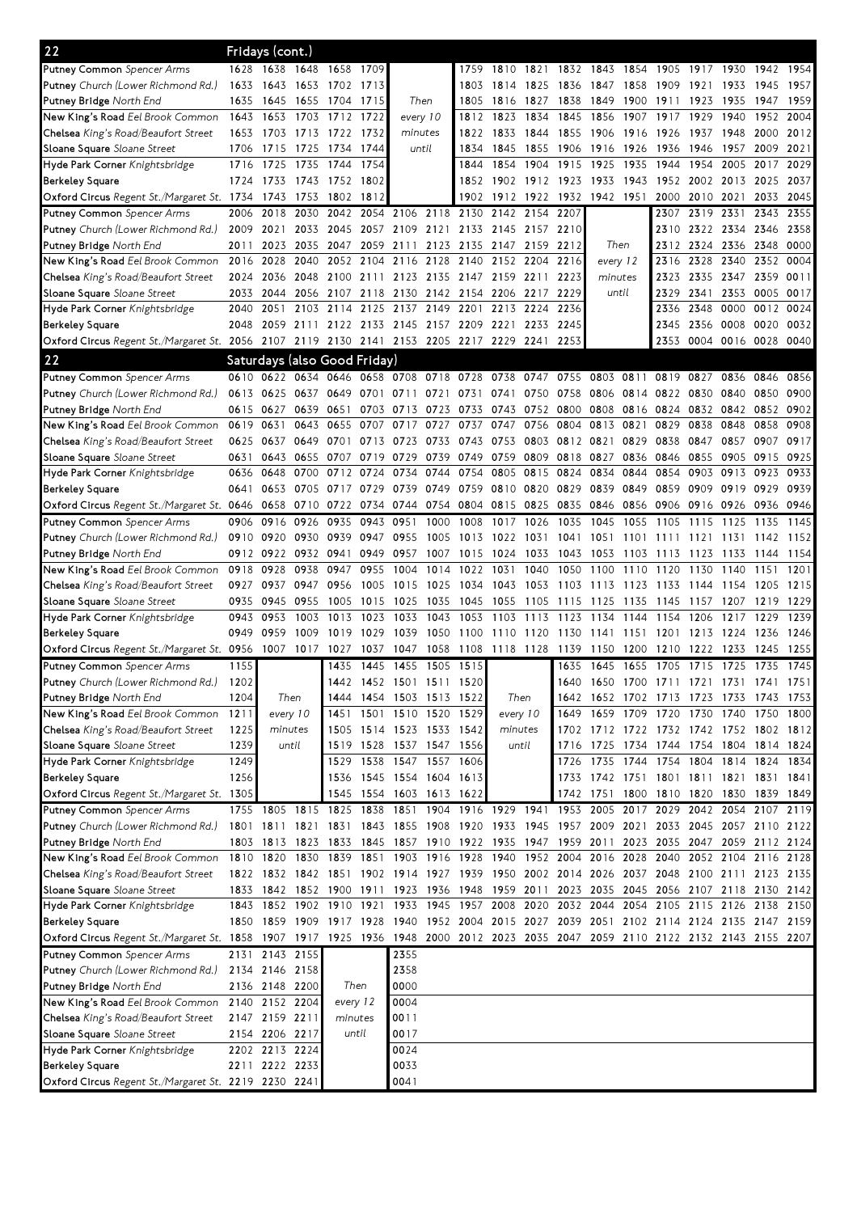## 22 Fridays (cont.)

| Stop | | | | | | | | | | | | | | | | | | |
|---|---|---|---|---|---|---|---|---|---|---|---|---|---|---|---|---|---|---|
| Putney Common Spencer Arms | 1628 | 1638 | 1648 | 1658 | 1709 | Then every 10 minutes until | | 1759 | 1810 | 1821 | 1832 | 1843 | 1854 | 1905 | 1917 | 1930 | 1942 | 1954 |
| Putney Church (Lower Richmond Rd.) | 1633 | 1643 | 1653 | 1702 | 1713 | | | 1803 | 1814 | 1825 | 1836 | 1847 | 1858 | 1909 | 1921 | 1933 | 1945 | 1957 |
| Putney Bridge North End | 1635 | 1645 | 1655 | 1704 | 1715 | | | 1805 | 1816 | 1827 | 1838 | 1849 | 1900 | 1911 | 1923 | 1935 | 1947 | 1959 |
| New King's Road Eel Brook Common | 1643 | 1653 | 1703 | 1712 | 1722 | | | 1812 | 1823 | 1834 | 1845 | 1856 | 1907 | 1917 | 1929 | 1940 | 1952 | 2004 |
| Chelsea King's Road/Beaufort Street | 1653 | 1703 | 1713 | 1722 | 1732 | | | 1822 | 1833 | 1844 | 1855 | 1906 | 1916 | 1926 | 1937 | 1948 | 2000 | 2012 |
| Sloane Square Sloane Street | 1706 | 1715 | 1725 | 1734 | 1744 | | | 1834 | 1845 | 1855 | 1906 | 1916 | 1926 | 1936 | 1946 | 1957 | 2009 | 2021 |
| Hyde Park Corner Knightsbridge | 1716 | 1725 | 1735 | 1744 | 1754 | | | 1844 | 1854 | 1904 | 1915 | 1925 | 1935 | 1944 | 1954 | 2005 | 2017 | 2029 |
| Berkeley Square | 1724 | 1733 | 1743 | 1752 | 1802 | | | 1852 | 1902 | 1912 | 1923 | 1933 | 1943 | 1952 | 2002 | 2013 | 2025 | 2037 |
| Oxford Circus Regent St./Margaret St. | 1734 | 1743 | 1753 | 1802 | 1812 | | | 1902 | 1912 | 1922 | 1932 | 1942 | 1951 | 2000 | 2010 | 2021 | 2033 | 2045 |

| Stop | | | | | | | | | | | | | | | | | | |
|---|---|---|---|---|---|---|---|---|---|---|---|---|---|---|---|---|---|---|
| Putney Common Spencer Arms | 2006 | 2018 | 2030 | 2042 | 2054 | 2106 | 2118 | 2130 | 2142 | 2154 | 2207 | Then every 12 minutes until | | 2307 | 2319 | 2331 | 2343 | 2355 |
| Putney Church (Lower Richmond Rd.) | 2009 | 2021 | 2033 | 2045 | 2057 | 2109 | 2121 | 2133 | 2145 | 2157 | 2210 | | | 2310 | 2322 | 2334 | 2346 | 2358 |
| Putney Bridge North End | 2011 | 2023 | 2035 | 2047 | 2059 | 2111 | 2123 | 2135 | 2147 | 2159 | 2212 | | | 2312 | 2324 | 2336 | 2348 | 0000 |
| New King's Road Eel Brook Common | 2016 | 2028 | 2040 | 2052 | 2104 | 2116 | 2128 | 2140 | 2152 | 2204 | 2216 | | | 2316 | 2328 | 2340 | 2352 | 0004 |
| Chelsea King's Road/Beaufort Street | 2024 | 2036 | 2048 | 2100 | 2111 | 2123 | 2135 | 2147 | 2159 | 2211 | 2223 | | | 2323 | 2335 | 2347 | 2359 | 0011 |
| Sloane Square Sloane Street | 2033 | 2044 | 2056 | 2107 | 2118 | 2130 | 2142 | 2154 | 2206 | 2217 | 2229 | | | 2329 | 2341 | 2353 | 0005 | 0017 |
| Hyde Park Corner Knightsbridge | 2040 | 2051 | 2103 | 2114 | 2125 | 2137 | 2149 | 2201 | 2213 | 2224 | 2236 | | | 2336 | 2348 | 0000 | 0012 | 0024 |
| Berkeley Square | 2048 | 2059 | 2111 | 2122 | 2133 | 2145 | 2157 | 2209 | 2221 | 2233 | 2245 | | | 2345 | 2356 | 0008 | 0020 | 0032 |
| Oxford Circus Regent St./Margaret St. | 2056 | 2107 | 2119 | 2130 | 2141 | 2153 | 2205 | 2217 | 2229 | 2241 | 2253 | | | 2353 | 0004 | 0016 | 0028 | 0040 |

## 22 Saturdays (also Good Friday)

| Stop | | | | | | | | | | | | | | | | | | |
|---|---|---|---|---|---|---|---|---|---|---|---|---|---|---|---|---|---|---|
| Putney Common Spencer Arms | 0610 | 0622 | 0634 | 0646 | 0658 | 0708 | 0718 | 0728 | 0738 | 0747 | 0755 | 0803 | 0811 | 0819 | 0827 | 0836 | 0846 | 0856 |
| Putney Church (Lower Richmond Rd.) | 0613 | 0625 | 0637 | 0649 | 0701 | 0711 | 0721 | 0731 | 0741 | 0750 | 0758 | 0806 | 0814 | 0822 | 0830 | 0840 | 0850 | 0900 |
| Putney Bridge North End | 0615 | 0627 | 0639 | 0651 | 0703 | 0713 | 0723 | 0733 | 0743 | 0752 | 0800 | 0808 | 0816 | 0824 | 0832 | 0842 | 0852 | 0902 |
| New King's Road Eel Brook Common | 0619 | 0631 | 0643 | 0655 | 0707 | 0717 | 0727 | 0737 | 0747 | 0756 | 0804 | 0813 | 0821 | 0829 | 0838 | 0848 | 0858 | 0908 |
| Chelsea King's Road/Beaufort Street | 0625 | 0637 | 0649 | 0701 | 0713 | 0723 | 0733 | 0743 | 0753 | 0803 | 0812 | 0821 | 0829 | 0838 | 0847 | 0857 | 0907 | 0917 |
| Sloane Square Sloane Street | 0631 | 0643 | 0655 | 0707 | 0719 | 0729 | 0739 | 0749 | 0759 | 0809 | 0818 | 0827 | 0836 | 0846 | 0855 | 0905 | 0915 | 0925 |
| Hyde Park Corner Knightsbridge | 0636 | 0648 | 0700 | 0712 | 0724 | 0734 | 0744 | 0754 | 0805 | 0815 | 0824 | 0834 | 0844 | 0854 | 0903 | 0913 | 0923 | 0933 |
| Berkeley Square | 0641 | 0653 | 0705 | 0717 | 0729 | 0739 | 0749 | 0759 | 0810 | 0820 | 0829 | 0839 | 0849 | 0859 | 0909 | 0919 | 0929 | 0939 |
| Oxford Circus Regent St./Margaret St. | 0646 | 0658 | 0710 | 0722 | 0734 | 0744 | 0754 | 0804 | 0815 | 0825 | 0835 | 0846 | 0856 | 0906 | 0916 | 0926 | 0936 | 0946 |

| Stop | | | | | | | | | | | | | | | | | | |
|---|---|---|---|---|---|---|---|---|---|---|---|---|---|---|---|---|---|---|
| Putney Common Spencer Arms | 0906 | 0916 | 0926 | 0935 | 0943 | 0951 | 1000 | 1008 | 1017 | 1026 | 1035 | 1045 | 1055 | 1105 | 1115 | 1125 | 1135 | 1145 |
| Putney Church (Lower Richmond Rd.) | 0910 | 0920 | 0930 | 0939 | 0947 | 0955 | 1005 | 1013 | 1022 | 1031 | 1041 | 1051 | 1101 | 1111 | 1121 | 1131 | 1142 | 1152 |
| Putney Bridge North End | 0912 | 0922 | 0932 | 0941 | 0949 | 0957 | 1007 | 1015 | 1024 | 1033 | 1043 | 1053 | 1103 | 1113 | 1123 | 1133 | 1144 | 1154 |
| New King's Road Eel Brook Common | 0918 | 0928 | 0938 | 0947 | 0955 | 1004 | 1014 | 1022 | 1031 | 1040 | 1050 | 1100 | 1110 | 1120 | 1130 | 1140 | 1151 | 1201 |
| Chelsea King's Road/Beaufort Street | 0927 | 0937 | 0947 | 0956 | 1005 | 1015 | 1025 | 1034 | 1043 | 1053 | 1103 | 1113 | 1123 | 1133 | 1144 | 1154 | 1205 | 1215 |
| Sloane Square Sloane Street | 0935 | 0945 | 0955 | 1005 | 1015 | 1025 | 1035 | 1045 | 1055 | 1105 | 1115 | 1125 | 1135 | 1145 | 1157 | 1207 | 1219 | 1229 |
| Hyde Park Corner Knightsbridge | 0943 | 0953 | 1003 | 1013 | 1023 | 1033 | 1043 | 1053 | 1103 | 1113 | 1123 | 1134 | 1144 | 1154 | 1206 | 1217 | 1229 | 1239 |
| Berkeley Square | 0949 | 0959 | 1009 | 1019 | 1029 | 1039 | 1050 | 1100 | 1110 | 1120 | 1130 | 1141 | 1151 | 1201 | 1213 | 1224 | 1236 | 1246 |
| Oxford Circus Regent St./Margaret St. | 0956 | 1007 | 1017 | 1027 | 1037 | 1047 | 1058 | 1108 | 1118 | 1128 | 1139 | 1150 | 1200 | 1210 | 1222 | 1233 | 1245 | 1255 |

| Stop | | | | | | | | | | | | | | | | | | |
|---|---|---|---|---|---|---|---|---|---|---|---|---|---|---|---|---|---|---|
| Putney Common Spencer Arms | 1155 | Then every 10 minutes until | | 1435 | 1445 | 1455 | 1505 | 1515 | Then every 10 minutes until | | 1635 | 1645 | 1655 | 1705 | 1715 | 1725 | 1735 | 1745 |
| Putney Church (Lower Richmond Rd.) | 1202 | | | 1442 | 1452 | 1501 | 1511 | 1520 | | | 1640 | 1650 | 1700 | 1711 | 1721 | 1731 | 1741 | 1751 |
| Putney Bridge North End | 1204 | | | 1444 | 1454 | 1503 | 1513 | 1522 | | | 1642 | 1652 | 1702 | 1713 | 1723 | 1733 | 1743 | 1753 |
| New King's Road Eel Brook Common | 1211 | | | 1451 | 1501 | 1510 | 1520 | 1529 | | | 1649 | 1659 | 1709 | 1720 | 1730 | 1740 | 1750 | 1800 |
| Chelsea King's Road/Beaufort Street | 1225 | | | 1505 | 1514 | 1523 | 1533 | 1542 | | | 1702 | 1712 | 1722 | 1732 | 1742 | 1752 | 1802 | 1812 |
| Sloane Square Sloane Street | 1239 | | | 1519 | 1528 | 1537 | 1547 | 1556 | | | 1716 | 1725 | 1734 | 1744 | 1754 | 1804 | 1814 | 1824 |
| Hyde Park Corner Knightsbridge | 1249 | | | 1529 | 1538 | 1547 | 1557 | 1606 | | | 1726 | 1735 | 1744 | 1754 | 1804 | 1814 | 1824 | 1834 |
| Berkeley Square | 1256 | | | 1536 | 1545 | 1554 | 1604 | 1613 | | | 1733 | 1742 | 1751 | 1801 | 1811 | 1821 | 1831 | 1841 |
| Oxford Circus Regent St./Margaret St. | 1305 | | | 1545 | 1554 | 1603 | 1613 | 1622 | | | 1742 | 1751 | 1800 | 1810 | 1820 | 1830 | 1839 | 1849 |

| Stop | | | | | | | | | | | | | | | | | | |
|---|---|---|---|---|---|---|---|---|---|---|---|---|---|---|---|---|---|---|
| Putney Common Spencer Arms | 1755 | 1805 | 1815 | 1825 | 1838 | 1851 | 1904 | 1916 | 1929 | 1941 | 1953 | 2005 | 2017 | 2029 | 2042 | 2054 | 2107 | 2119 |
| Putney Church (Lower Richmond Rd.) | 1801 | 1811 | 1821 | 1831 | 1843 | 1855 | 1908 | 1920 | 1933 | 1945 | 1957 | 2009 | 2021 | 2033 | 2045 | 2057 | 2110 | 2122 |
| Putney Bridge North End | 1803 | 1813 | 1823 | 1833 | 1845 | 1857 | 1910 | 1922 | 1935 | 1947 | 1959 | 2011 | 2023 | 2035 | 2047 | 2059 | 2112 | 2124 |
| New King's Road Eel Brook Common | 1810 | 1820 | 1830 | 1839 | 1851 | 1903 | 1916 | 1928 | 1940 | 1952 | 2004 | 2016 | 2028 | 2040 | 2052 | 2104 | 2116 | 2128 |
| Chelsea King's Road/Beaufort Street | 1822 | 1832 | 1842 | 1851 | 1902 | 1914 | 1927 | 1939 | 1950 | 2002 | 2014 | 2026 | 2037 | 2048 | 2100 | 2111 | 2123 | 2135 |
| Sloane Square Sloane Street | 1833 | 1842 | 1852 | 1900 | 1911 | 1923 | 1936 | 1948 | 1959 | 2011 | 2023 | 2035 | 2045 | 2056 | 2107 | 2118 | 2130 | 2142 |
| Hyde Park Corner Knightsbridge | 1843 | 1852 | 1902 | 1910 | 1921 | 1933 | 1945 | 1957 | 2008 | 2020 | 2032 | 2044 | 2054 | 2105 | 2115 | 2126 | 2138 | 2150 |
| Berkeley Square | 1850 | 1859 | 1909 | 1917 | 1928 | 1940 | 1952 | 2004 | 2015 | 2027 | 2039 | 2051 | 2102 | 2114 | 2124 | 2135 | 2147 | 2159 |
| Oxford Circus Regent St./Margaret St. | 1858 | 1907 | 1917 | 1925 | 1936 | 1948 | 2000 | 2012 | 2023 | 2035 | 2047 | 2059 | 2110 | 2122 | 2132 | 2143 | 2155 | 2207 |

| Stop | | | | | | |
|---|---|---|---|---|---|---|
| Putney Common Spencer Arms | 2131 | 2143 | 2155 | Then every 12 minutes until | | 2355 |
| Putney Church (Lower Richmond Rd.) | 2134 | 2146 | 2158 | | | 2358 |
| Putney Bridge North End | 2136 | 2148 | 2200 | | | 0000 |
| New King's Road Eel Brook Common | 2140 | 2152 | 2204 | | | 0004 |
| Chelsea King's Road/Beaufort Street | 2147 | 2159 | 2211 | | | 0011 |
| Sloane Square Sloane Street | 2154 | 2206 | 2217 | | | 0017 |
| Hyde Park Corner Knightsbridge | 2202 | 2213 | 2224 | | | 0024 |
| Berkeley Square | 2211 | 2222 | 2233 | | | 0033 |
| Oxford Circus Regent St./Margaret St. | 2219 | 2230 | 2241 | | | 0041 |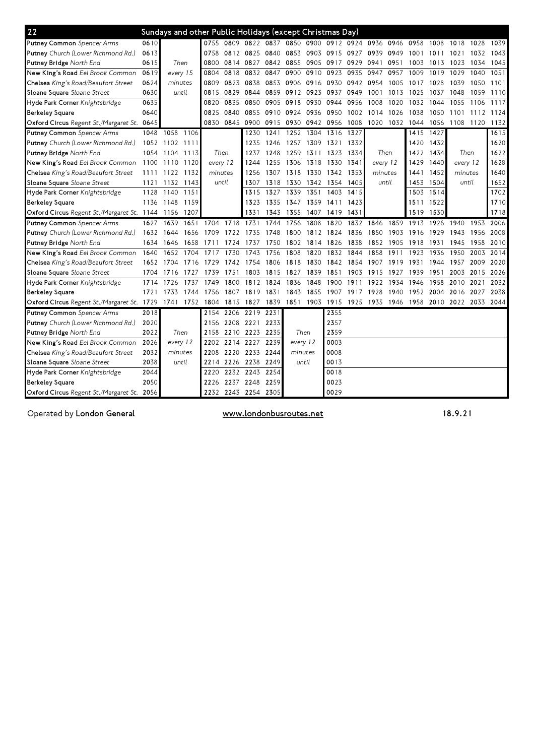## 22 Sundays and other Public Holidays (except Christmas Day)

| Stop | | | | | | | | | | | | | | | | | | |
|---|---|---|---|---|---|---|---|---|---|---|---|---|---|---|---|---|---|---|
| **Putney Common** *Spencer Arms* | 0610 | | | 0755 | 0809 | 0822 | 0837 | 0850 | 0900 | 0912 | 0924 | 0936 | 0946 | 0958 | 1008 | 1018 | 1028 | 1039 |
| **Putney** *Church (Lower Richmond Rd.)* | 0613 | | | 0758 | 0812 | 0825 | 0840 | 0853 | 0903 | 0915 | 0927 | 0939 | 0949 | 1001 | 1011 | 1021 | 1032 | 1043 |
| **Putney Bridge** *North End* | 0615 | Then | | 0800 | 0814 | 0827 | 0842 | 0855 | 0905 | 0917 | 0929 | 0941 | 0951 | 1003 | 1013 | 1023 | 1034 | 1045 |
| **New King's Road** *Eel Brook Common* | 0619 | every 15 | | 0804 | 0818 | 0832 | 0847 | 0900 | 0910 | 0923 | 0935 | 0947 | 0957 | 1009 | 1019 | 1029 | 1040 | 1051 |
| **Chelsea** *King's Road/Beaufort Street* | 0624 | minutes | | 0809 | 0823 | 0838 | 0853 | 0906 | 0916 | 0930 | 0942 | 0954 | 1005 | 1017 | 1028 | 1039 | 1050 | 1101 |
| **Sloane Square** *Sloane Street* | 0630 | until | | 0815 | 0829 | 0844 | 0859 | 0912 | 0923 | 0937 | 0949 | 1001 | 1013 | 1025 | 1037 | 1048 | 1059 | 1110 |
| **Hyde Park Corner** *Knightsbridge* | 0635 | | | 0820 | 0835 | 0850 | 0905 | 0918 | 0930 | 0944 | 0956 | 1008 | 1020 | 1032 | 1044 | 1055 | 1106 | 1117 |
| **Berkeley Square** | 0640 | | | 0825 | 0840 | 0855 | 0910 | 0924 | 0936 | 0950 | 1002 | 1014 | 1026 | 1038 | 1050 | 1101 | 1112 | 1124 |
| **Oxford Circus** *Regent St./Margaret St.* | 0645 | | | 0830 | 0845 | 0900 | 0915 | 0930 | 0942 | 0956 | 1008 | 1020 | 1032 | 1044 | 1056 | 1108 | 1120 | 1132 |
| **Putney Common** *Spencer Arms* | 1048 | 1058 | 1106 | | | 1230 | 1241 | 1252 | 1304 | 1316 | 1327 | | | 1415 | 1427 | | | 1615 |
| **Putney** *Church (Lower Richmond Rd.)* | 1052 | 1102 | 1111 | | | 1235 | 1246 | 1257 | 1309 | 1321 | 1332 | | | 1420 | 1432 | | | 1620 |
| **Putney Bridge** *North End* | 1054 | 1104 | 1113 | Then | | 1237 | 1248 | 1259 | 1311 | 1323 | 1334 | Then | | 1422 | 1434 | Then | | 1622 |
| **New King's Road** *Eel Brook Common* | 1100 | 1110 | 1120 | every 12 | | 1244 | 1255 | 1306 | 1318 | 1330 | 1341 | every 12 | | 1429 | 1440 | every 12 | | 1628 |
| **Chelsea** *King's Road/Beaufort Street* | 1111 | 1122 | 1132 | minutes | | 1256 | 1307 | 1318 | 1330 | 1342 | 1353 | minutes | | 1441 | 1452 | minutes | | 1640 |
| **Sloane Square** *Sloane Street* | 1121 | 1132 | 1143 | until | | 1307 | 1318 | 1330 | 1342 | 1354 | 1405 | until | | 1453 | 1504 | until | | 1652 |
| **Hyde Park Corner** *Knightsbridge* | 1128 | 1140 | 1151 | | | 1315 | 1327 | 1339 | 1351 | 1403 | 1415 | | | 1503 | 1514 | | | 1702 |
| **Berkeley Square** | 1136 | 1148 | 1159 | | | 1323 | 1335 | 1347 | 1359 | 1411 | 1423 | | | 1511 | 1522 | | | 1710 |
| **Oxford Circus** *Regent St./Margaret St.* | 1144 | 1156 | 1207 | | | 1331 | 1343 | 1355 | 1407 | 1419 | 1431 | | | 1519 | 1530 | | | 1718 |
| **Putney Common** *Spencer Arms* | 1627 | 1639 | 1651 | 1704 | 1718 | 1731 | 1744 | 1756 | 1808 | 1820 | 1832 | 1846 | 1859 | 1913 | 1926 | 1940 | 1953 | 2006 |
| **Putney** *Church (Lower Richmond Rd.)* | 1632 | 1644 | 1656 | 1709 | 1722 | 1735 | 1748 | 1800 | 1812 | 1824 | 1836 | 1850 | 1903 | 1916 | 1929 | 1943 | 1956 | 2008 |
| **Putney Bridge** *North End* | 1634 | 1646 | 1658 | 1711 | 1724 | 1737 | 1750 | 1802 | 1814 | 1826 | 1838 | 1852 | 1905 | 1918 | 1931 | 1945 | 1958 | 2010 |
| **New King's Road** *Eel Brook Common* | 1640 | 1652 | 1704 | 1717 | 1730 | 1743 | 1756 | 1808 | 1820 | 1832 | 1844 | 1858 | 1911 | 1923 | 1936 | 1950 | 2003 | 2014 |
| **Chelsea** *King's Road/Beaufort Street* | 1652 | 1704 | 1716 | 1729 | 1742 | 1754 | 1806 | 1818 | 1830 | 1842 | 1854 | 1907 | 1919 | 1931 | 1944 | 1957 | 2009 | 2020 |
| **Sloane Square** *Sloane Street* | 1704 | 1716 | 1727 | 1739 | 1751 | 1803 | 1815 | 1827 | 1839 | 1851 | 1903 | 1915 | 1927 | 1939 | 1951 | 2003 | 2015 | 2026 |
| **Hyde Park Corner** *Knightsbridge* | 1714 | 1726 | 1737 | 1749 | 1800 | 1812 | 1824 | 1836 | 1848 | 1900 | 1911 | 1922 | 1934 | 1946 | 1958 | 2010 | 2021 | 2032 |
| **Berkeley Square** | 1721 | 1733 | 1744 | 1756 | 1807 | 1819 | 1831 | 1843 | 1855 | 1907 | 1917 | 1928 | 1940 | 1952 | 2004 | 2016 | 2027 | 2038 |
| **Oxford Circus** *Regent St./Margaret St.* | 1729 | 1741 | 1752 | 1804 | 1815 | 1827 | 1839 | 1851 | 1903 | 1915 | 1925 | 1935 | 1946 | 1958 | 2010 | 2022 | 2033 | 2044 |
| **Putney Common** *Spencer Arms* | 2018 | | | 2154 | 2206 | 2219 | 2231 | | | 2355 | | | | | | | | |
| **Putney** *Church (Lower Richmond Rd.)* | 2020 | | | 2156 | 2208 | 2221 | 2233 | | | 2357 | | | | | | | | |
| **Putney Bridge** *North End* | 2022 | Then | | 2158 | 2210 | 2223 | 2235 | Then | | 2359 | | | | | | | | |
| **New King's Road** *Eel Brook Common* | 2026 | every 12 | | 2202 | 2214 | 2227 | 2239 | every 12 | | 0003 | | | | | | | | |
| **Chelsea** *King's Road/Beaufort Street* | 2032 | minutes | | 2208 | 2220 | 2233 | 2244 | minutes | | 0008 | | | | | | | | |
| **Sloane Square** *Sloane Street* | 2038 | until | | 2214 | 2226 | 2238 | 2249 | until | | 0013 | | | | | | | | |
| **Hyde Park Corner** *Knightsbridge* | 2044 | | | 2220 | 2232 | 2243 | 2254 | | | 0018 | | | | | | | | |
| **Berkeley Square** | 2050 | | | 2226 | 2237 | 2248 | 2259 | | | 0023 | | | | | | | | |
| **Oxford Circus** *Regent St./Margaret St.* | 2056 | | | 2232 | 2243 | 2254 | 2305 | | | 0029 | | | | | | | | |

Operated by **London General** www.londonbusroutes.net 18.9.21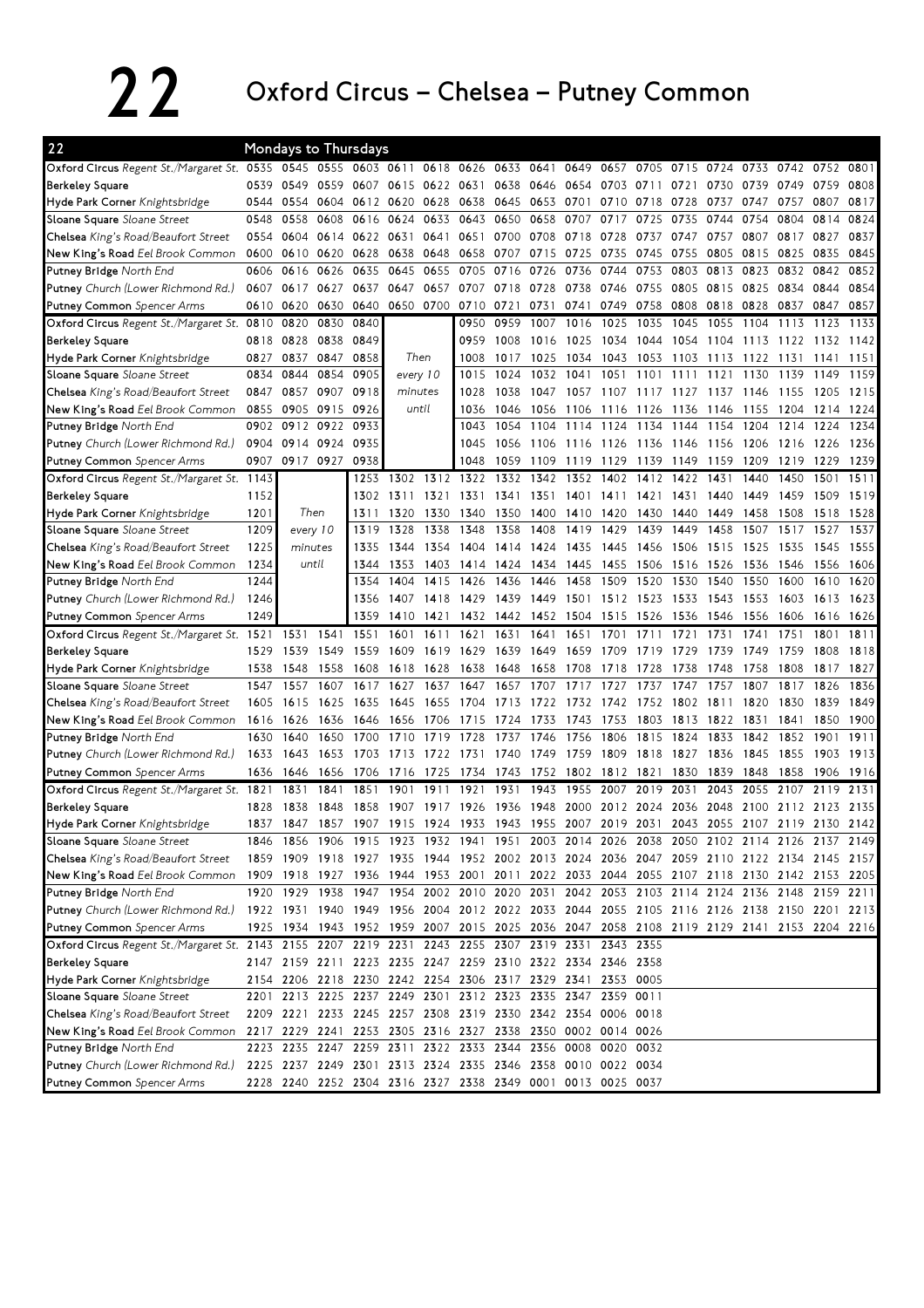# 22 Oxford Circus – Chelsea – Putney Common

**Mondays to Thursdays**

| 22 | | | | | | | | | | | | | | | | | | |
|---|---|---|---|---|---|---|---|---|---|---|---|---|---|---|---|---|---|---|
| **Oxford Circus** Regent St./Margaret St. | 0535 | 0545 | 0555 | 0603 | 0611 | 0618 | 0626 | 0633 | 0641 | 0649 | 0657 | 0705 | 0715 | 0724 | 0733 | 0742 | 0752 | 0801 |
| **Berkeley Square** | 0539 | 0549 | 0559 | 0607 | 0615 | 0622 | 0631 | 0638 | 0646 | 0654 | 0703 | 0711 | 0721 | 0730 | 0739 | 0749 | 0759 | 0808 |
| **Hyde Park Corner** Knightsbridge | 0544 | 0554 | 0604 | 0612 | 0620 | 0628 | 0638 | 0645 | 0653 | 0701 | 0710 | 0718 | 0728 | 0737 | 0747 | 0757 | 0807 | 0817 |
| **Sloane Square** Sloane Street | 0548 | 0558 | 0608 | 0616 | 0624 | 0633 | 0643 | 0650 | 0658 | 0707 | 0717 | 0725 | 0735 | 0744 | 0754 | 0804 | 0814 | 0824 |
| **Chelsea** King's Road/Beaufort Street | 0554 | 0604 | 0614 | 0622 | 0631 | 0641 | 0651 | 0700 | 0708 | 0718 | 0728 | 0737 | 0747 | 0757 | 0807 | 0817 | 0827 | 0837 |
| **New King's Road** Eel Brook Common | 0600 | 0610 | 0620 | 0628 | 0638 | 0648 | 0658 | 0707 | 0715 | 0725 | 0735 | 0745 | 0755 | 0805 | 0815 | 0825 | 0835 | 0845 |
| **Putney Bridge** North End | 0606 | 0616 | 0626 | 0635 | 0645 | 0655 | 0705 | 0716 | 0726 | 0736 | 0744 | 0753 | 0803 | 0813 | 0823 | 0832 | 0842 | 0852 |
| **Putney** Church (Lower Richmond Rd.) | 0607 | 0617 | 0627 | 0637 | 0647 | 0657 | 0707 | 0718 | 0728 | 0738 | 0746 | 0755 | 0805 | 0815 | 0825 | 0834 | 0844 | 0854 |
| **Putney Common** Spencer Arms | 0610 | 0620 | 0630 | 0640 | 0650 | 0700 | 0710 | 0721 | 0731 | 0741 | 0749 | 0758 | 0808 | 0818 | 0828 | 0837 | 0847 | 0857 |
| **Oxford Circus** Regent St./Margaret St. | 0810 | 0820 | 0830 | 0840 | Then every 10 minutes until | | 0950 | 0959 | 1007 | 1016 | 1025 | 1035 | 1045 | 1055 | 1104 | 1113 | 1123 | 1133 |
| **Berkeley Square** | 0818 | 0828 | 0838 | 0849 | | | 0959 | 1008 | 1016 | 1025 | 1034 | 1044 | 1054 | 1104 | 1113 | 1122 | 1132 | 1142 |
| **Hyde Park Corner** Knightsbridge | 0827 | 0837 | 0847 | 0858 | | | 1008 | 1017 | 1025 | 1034 | 1043 | 1053 | 1103 | 1113 | 1122 | 1131 | 1141 | 1151 |
| **Sloane Square** Sloane Street | 0834 | 0844 | 0854 | 0905 | | | 1015 | 1024 | 1032 | 1041 | 1051 | 1101 | 1111 | 1121 | 1130 | 1139 | 1149 | 1159 |
| **Chelsea** King's Road/Beaufort Street | 0847 | 0857 | 0907 | 0918 | | | 1028 | 1038 | 1047 | 1057 | 1107 | 1117 | 1127 | 1137 | 1146 | 1155 | 1205 | 1215 |
| **New King's Road** Eel Brook Common | 0855 | 0905 | 0915 | 0926 | | | 1036 | 1046 | 1056 | 1106 | 1116 | 1126 | 1136 | 1146 | 1155 | 1204 | 1214 | 1224 |
| **Putney Bridge** North End | 0902 | 0912 | 0922 | 0933 | | | 1043 | 1054 | 1104 | 1114 | 1124 | 1134 | 1144 | 1154 | 1204 | 1214 | 1224 | 1234 |
| **Putney** Church (Lower Richmond Rd.) | 0904 | 0914 | 0924 | 0935 | | | 1045 | 1056 | 1106 | 1116 | 1126 | 1136 | 1146 | 1156 | 1206 | 1216 | 1226 | 1236 |
| **Putney Common** Spencer Arms | 0907 | 0917 | 0927 | 0938 | | | 1048 | 1059 | 1109 | 1119 | 1129 | 1139 | 1149 | 1159 | 1209 | 1219 | 1229 | 1239 |
| **Oxford Circus** Regent St./Margaret St. | 1143 | Then every 10 minutes until | | 1253 | 1302 | 1312 | 1322 | 1332 | 1342 | 1352 | 1402 | 1412 | 1422 | 1431 | 1440 | 1450 | 1501 | 1511 |
| **Berkeley Square** | 1152 | | | 1302 | 1311 | 1321 | 1331 | 1341 | 1351 | 1401 | 1411 | 1421 | 1431 | 1440 | 1449 | 1459 | 1509 | 1519 |
| **Hyde Park Corner** Knightsbridge | 1201 | | | 1311 | 1320 | 1330 | 1340 | 1350 | 1400 | 1410 | 1420 | 1430 | 1440 | 1449 | 1458 | 1508 | 1518 | 1528 |
| **Sloane Square** Sloane Street | 1209 | | | 1319 | 1328 | 1338 | 1348 | 1358 | 1408 | 1419 | 1429 | 1439 | 1449 | 1458 | 1507 | 1517 | 1527 | 1537 |
| **Chelsea** King's Road/Beaufort Street | 1225 | | | 1335 | 1344 | 1354 | 1404 | 1414 | 1424 | 1435 | 1445 | 1456 | 1506 | 1515 | 1525 | 1535 | 1545 | 1555 |
| **New King's Road** Eel Brook Common | 1234 | | | 1344 | 1353 | 1403 | 1414 | 1424 | 1434 | 1445 | 1455 | 1506 | 1516 | 1526 | 1536 | 1546 | 1556 | 1606 |
| **Putney Bridge** North End | 1244 | | | 1354 | 1404 | 1415 | 1426 | 1436 | 1446 | 1458 | 1509 | 1520 | 1530 | 1540 | 1550 | 1600 | 1610 | 1620 |
| **Putney** Church (Lower Richmond Rd.) | 1246 | | | 1356 | 1407 | 1418 | 1429 | 1439 | 1449 | 1501 | 1512 | 1523 | 1533 | 1543 | 1553 | 1603 | 1613 | 1623 |
| **Putney Common** Spencer Arms | 1249 | | | 1359 | 1410 | 1421 | 1432 | 1442 | 1452 | 1504 | 1515 | 1526 | 1536 | 1546 | 1556 | 1606 | 1616 | 1626 |
| **Oxford Circus** Regent St./Margaret St. | 1521 | 1531 | 1541 | 1551 | 1601 | 1611 | 1621 | 1631 | 1641 | 1651 | 1701 | 1711 | 1721 | 1731 | 1741 | 1751 | 1801 | 1811 |
| **Berkeley Square** | 1529 | 1539 | 1549 | 1559 | 1609 | 1619 | 1629 | 1639 | 1649 | 1659 | 1709 | 1719 | 1729 | 1739 | 1749 | 1759 | 1808 | 1818 |
| **Hyde Park Corner** Knightsbridge | 1538 | 1548 | 1558 | 1608 | 1618 | 1628 | 1638 | 1648 | 1658 | 1708 | 1718 | 1728 | 1738 | 1748 | 1758 | 1808 | 1817 | 1827 |
| **Sloane Square** Sloane Street | 1547 | 1557 | 1607 | 1617 | 1627 | 1637 | 1647 | 1657 | 1707 | 1717 | 1727 | 1737 | 1747 | 1757 | 1807 | 1817 | 1826 | 1836 |
| **Chelsea** King's Road/Beaufort Street | 1605 | 1615 | 1625 | 1635 | 1645 | 1655 | 1704 | 1713 | 1722 | 1732 | 1742 | 1752 | 1802 | 1811 | 1820 | 1830 | 1839 | 1849 |
| **New King's Road** Eel Brook Common | 1616 | 1626 | 1636 | 1646 | 1656 | 1706 | 1715 | 1724 | 1733 | 1743 | 1753 | 1803 | 1813 | 1822 | 1831 | 1841 | 1850 | 1900 |
| **Putney Bridge** North End | 1630 | 1640 | 1650 | 1700 | 1710 | 1719 | 1728 | 1737 | 1746 | 1756 | 1806 | 1815 | 1824 | 1833 | 1842 | 1852 | 1901 | 1911 |
| **Putney** Church (Lower Richmond Rd.) | 1633 | 1643 | 1653 | 1703 | 1713 | 1722 | 1731 | 1740 | 1749 | 1759 | 1809 | 1818 | 1827 | 1836 | 1845 | 1855 | 1903 | 1913 |
| **Putney Common** Spencer Arms | 1636 | 1646 | 1656 | 1706 | 1716 | 1725 | 1734 | 1743 | 1752 | 1802 | 1812 | 1821 | 1830 | 1839 | 1848 | 1858 | 1906 | 1916 |
| **Oxford Circus** Regent St./Margaret St. | 1821 | 1831 | 1841 | 1851 | 1901 | 1911 | 1921 | 1931 | 1943 | 1955 | 2007 | 2019 | 2031 | 2043 | 2055 | 2107 | 2119 | 2131 |
| **Berkeley Square** | 1828 | 1838 | 1848 | 1858 | 1907 | 1917 | 1926 | 1936 | 1948 | 2000 | 2012 | 2024 | 2036 | 2048 | 2100 | 2112 | 2123 | 2135 |
| **Hyde Park Corner** Knightsbridge | 1837 | 1847 | 1857 | 1907 | 1915 | 1924 | 1933 | 1943 | 1955 | 2007 | 2019 | 2031 | 2043 | 2055 | 2107 | 2119 | 2130 | 2142 |
| **Sloane Square** Sloane Street | 1846 | 1856 | 1906 | 1915 | 1923 | 1932 | 1941 | 1951 | 2003 | 2014 | 2026 | 2038 | 2050 | 2102 | 2114 | 2126 | 2137 | 2149 |
| **Chelsea** King's Road/Beaufort Street | 1859 | 1909 | 1918 | 1927 | 1935 | 1944 | 1952 | 2002 | 2013 | 2024 | 2036 | 2047 | 2059 | 2110 | 2122 | 2134 | 2145 | 2157 |
| **New King's Road** Eel Brook Common | 1909 | 1918 | 1927 | 1936 | 1944 | 1953 | 2001 | 2011 | 2022 | 2033 | 2044 | 2055 | 2107 | 2118 | 2130 | 2142 | 2153 | 2205 |
| **Putney Bridge** North End | 1920 | 1929 | 1938 | 1947 | 1954 | 2002 | 2010 | 2020 | 2031 | 2042 | 2053 | 2103 | 2114 | 2124 | 2136 | 2148 | 2159 | 2211 |
| **Putney** Church (Lower Richmond Rd.) | 1922 | 1931 | 1940 | 1949 | 1956 | 2004 | 2012 | 2022 | 2033 | 2044 | 2055 | 2105 | 2116 | 2126 | 2138 | 2150 | 2201 | 2213 |
| **Putney Common** Spencer Arms | 1925 | 1934 | 1943 | 1952 | 1959 | 2007 | 2015 | 2025 | 2036 | 2047 | 2058 | 2108 | 2119 | 2129 | 2141 | 2153 | 2204 | 2216 |
| **Oxford Circus** Regent St./Margaret St. | 2143 | 2155 | 2207 | 2219 | 2231 | 2243 | 2255 | 2307 | 2319 | 2331 | 2343 | 2355 | | | | | | |
| **Berkeley Square** | 2147 | 2159 | 2211 | 2223 | 2235 | 2247 | 2259 | 2310 | 2322 | 2334 | 2346 | 2358 | | | | | | |
| **Hyde Park Corner** Knightsbridge | 2154 | 2206 | 2218 | 2230 | 2242 | 2254 | 2306 | 2317 | 2329 | 2341 | 2353 | 0005 | | | | | | |
| **Sloane Square** Sloane Street | 2201 | 2213 | 2225 | 2237 | 2249 | 2301 | 2312 | 2323 | 2335 | 2347 | 2359 | 0011 | | | | | | |
| **Chelsea** King's Road/Beaufort Street | 2209 | 2221 | 2233 | 2245 | 2257 | 2308 | 2319 | 2330 | 2342 | 2354 | 0006 | 0018 | | | | | | |
| **New King's Road** Eel Brook Common | 2217 | 2229 | 2241 | 2253 | 2305 | 2316 | 2327 | 2338 | 2350 | 0002 | 0014 | 0026 | | | | | | |
| **Putney Bridge** North End | 2223 | 2235 | 2247 | 2259 | 2311 | 2322 | 2333 | 2344 | 2356 | 0008 | 0020 | 0032 | | | | | | |
| **Putney** Church (Lower Richmond Rd.) | 2225 | 2237 | 2249 | 2301 | 2313 | 2324 | 2335 | 2346 | 2358 | 0010 | 0022 | 0034 | | | | | | |
| **Putney Common** Spencer Arms | 2228 | 2240 | 2252 | 2304 | 2316 | 2327 | 2338 | 2349 | 0001 | 0013 | 0025 | 0037 | | | | | | |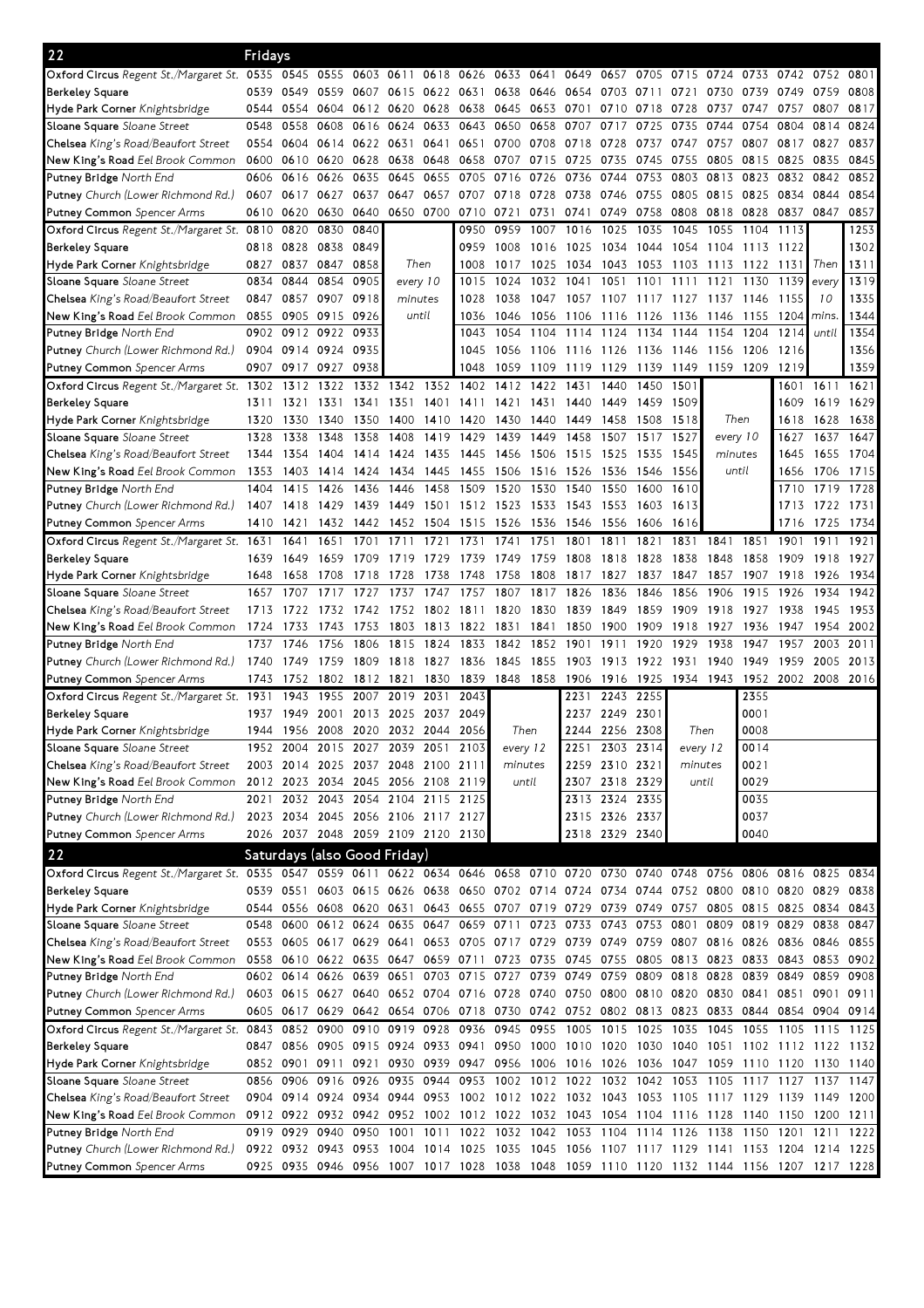## 22 Fridays

| Stop | | | | | | | | | | | | | | | | | | |
|---|---|---|---|---|---|---|---|---|---|---|---|---|---|---|---|---|---|---|
| **Oxford Circus** *Regent St./Margaret St.* | 0535 | 0545 | 0555 | 0603 | 0611 | 0618 | 0626 | 0633 | 0641 | 0649 | 0657 | 0705 | 0715 | 0724 | 0733 | 0742 | 0752 | 0801 |
| **Berkeley Square** | 0539 | 0549 | 0559 | 0607 | 0615 | 0622 | 0631 | 0638 | 0646 | 0654 | 0703 | 0711 | 0721 | 0730 | 0739 | 0749 | 0759 | 0808 |
| **Hyde Park Corner** *Knightsbridge* | 0544 | 0554 | 0604 | 0612 | 0620 | 0628 | 0638 | 0645 | 0653 | 0701 | 0710 | 0718 | 0728 | 0737 | 0747 | 0757 | 0807 | 0817 |
| **Sloane Square** *Sloane Street* | 0548 | 0558 | 0608 | 0616 | 0624 | 0633 | 0643 | 0650 | 0658 | 0707 | 0717 | 0725 | 0735 | 0744 | 0754 | 0804 | 0814 | 0824 |
| **Chelsea** *King's Road/Beaufort Street* | 0554 | 0604 | 0614 | 0622 | 0631 | 0641 | 0651 | 0700 | 0708 | 0718 | 0728 | 0737 | 0747 | 0757 | 0807 | 0817 | 0827 | 0837 |
| **New King's Road** *Eel Brook Common* | 0600 | 0610 | 0620 | 0628 | 0638 | 0648 | 0658 | 0707 | 0715 | 0725 | 0735 | 0745 | 0755 | 0805 | 0815 | 0825 | 0835 | 0845 |
| **Putney Bridge** *North End* | 0606 | 0616 | 0626 | 0635 | 0645 | 0655 | 0705 | 0716 | 0726 | 0736 | 0744 | 0753 | 0803 | 0813 | 0823 | 0832 | 0842 | 0852 |
| **Putney** *Church (Lower Richmond Rd.)* | 0607 | 0617 | 0627 | 0637 | 0647 | 0657 | 0707 | 0718 | 0728 | 0738 | 0746 | 0755 | 0805 | 0815 | 0825 | 0834 | 0844 | 0854 |
| **Putney Common** *Spencer Arms* | 0610 | 0620 | 0630 | 0640 | 0650 | 0700 | 0710 | 0721 | 0731 | 0741 | 0749 | 0758 | 0808 | 0818 | 0828 | 0837 | 0847 | 0857 |

| Stop | | | | | | | | | | | | | | | | |
|---|---|---|---|---|---|---|---|---|---|---|---|---|---|---|---|---|
| **Oxford Circus** *Regent St./Margaret St.* | 0810 | 0820 | 0830 | 0840 | Then every 10 minutes until | 0950 | 0959 | 1007 | 1016 | 1025 | 1035 | 1045 | 1055 | 1104 | 1113 | Then every 10 mins. until | 1253 |
| **Berkeley Square** | 0818 | 0828 | 0838 | 0849 | | 0959 | 1008 | 1016 | 1025 | 1034 | 1044 | 1054 | 1104 | 1113 | 1122 | | 1302 |
| **Hyde Park Corner** *Knightsbridge* | 0827 | 0837 | 0847 | 0858 | | 1008 | 1017 | 1025 | 1034 | 1043 | 1053 | 1103 | 1113 | 1122 | 1131 | | 1311 |
| **Sloane Square** *Sloane Street* | 0834 | 0844 | 0854 | 0905 | | 1015 | 1024 | 1032 | 1041 | 1051 | 1101 | 1111 | 1121 | 1130 | 1139 | | 1319 |
| **Chelsea** *King's Road/Beaufort Street* | 0847 | 0857 | 0907 | 0918 | | 1028 | 1038 | 1047 | 1057 | 1107 | 1117 | 1127 | 1137 | 1146 | 1155 | | 1335 |
| **New King's Road** *Eel Brook Common* | 0855 | 0905 | 0915 | 0926 | | 1036 | 1046 | 1056 | 1106 | 1116 | 1126 | 1136 | 1146 | 1155 | 1204 | | 1344 |
| **Putney Bridge** *North End* | 0902 | 0912 | 0922 | 0933 | | 1043 | 1054 | 1104 | 1114 | 1124 | 1134 | 1144 | 1154 | 1204 | 1214 | | 1354 |
| **Putney** *Church (Lower Richmond Rd.)* | 0904 | 0914 | 0924 | 0935 | | 1045 | 1056 | 1106 | 1116 | 1126 | 1136 | 1146 | 1156 | 1206 | 1216 | | 1356 |
| **Putney Common** *Spencer Arms* | 0907 | 0917 | 0927 | 0938 | | 1048 | 1059 | 1109 | 1119 | 1129 | 1139 | 1149 | 1159 | 1209 | 1219 | | 1359 |

| Stop | | | | | | | | | | | | | | | | | |
|---|---|---|---|---|---|---|---|---|---|---|---|---|---|---|---|---|---|
| **Oxford Circus** *Regent St./Margaret St.* | 1302 | 1312 | 1322 | 1332 | 1342 | 1352 | 1402 | 1412 | 1422 | 1431 | 1440 | 1450 | 1501 | Then every 10 minutes until | 1601 | 1611 | 1621 |
| **Berkeley Square** | 1311 | 1321 | 1331 | 1341 | 1351 | 1401 | 1411 | 1421 | 1431 | 1440 | 1449 | 1459 | 1509 | | 1609 | 1619 | 1629 |
| **Hyde Park Corner** *Knightsbridge* | 1320 | 1330 | 1340 | 1350 | 1400 | 1410 | 1420 | 1430 | 1440 | 1449 | 1458 | 1508 | 1518 | | 1618 | 1628 | 1638 |
| **Sloane Square** *Sloane Street* | 1328 | 1338 | 1348 | 1358 | 1408 | 1419 | 1429 | 1439 | 1449 | 1458 | 1507 | 1517 | 1527 | | 1627 | 1637 | 1647 |
| **Chelsea** *King's Road/Beaufort Street* | 1344 | 1354 | 1404 | 1414 | 1424 | 1435 | 1445 | 1456 | 1506 | 1515 | 1525 | 1535 | 1545 | | 1645 | 1655 | 1704 |
| **New King's Road** *Eel Brook Common* | 1353 | 1403 | 1414 | 1424 | 1434 | 1445 | 1455 | 1506 | 1516 | 1526 | 1536 | 1546 | 1556 | | 1656 | 1706 | 1715 |
| **Putney Bridge** *North End* | 1404 | 1415 | 1426 | 1436 | 1446 | 1458 | 1509 | 1520 | 1530 | 1540 | 1550 | 1600 | 1610 | | 1710 | 1719 | 1728 |
| **Putney** *Church (Lower Richmond Rd.)* | 1407 | 1418 | 1429 | 1439 | 1449 | 1501 | 1512 | 1523 | 1533 | 1543 | 1553 | 1603 | 1613 | | 1713 | 1722 | 1731 |
| **Putney Common** *Spencer Arms* | 1410 | 1421 | 1432 | 1442 | 1452 | 1504 | 1515 | 1526 | 1536 | 1546 | 1556 | 1606 | 1616 | | 1716 | 1725 | 1734 |

| Stop | | | | | | | | | | | | | | | | | | |
|---|---|---|---|---|---|---|---|---|---|---|---|---|---|---|---|---|---|---|
| **Oxford Circus** *Regent St./Margaret St.* | 1631 | 1641 | 1651 | 1701 | 1711 | 1721 | 1731 | 1741 | 1751 | 1801 | 1811 | 1821 | 1831 | 1841 | 1851 | 1901 | 1911 | 1921 |
| **Berkeley Square** | 1639 | 1649 | 1659 | 1709 | 1719 | 1729 | 1739 | 1749 | 1759 | 1808 | 1818 | 1828 | 1838 | 1848 | 1858 | 1909 | 1918 | 1927 |
| **Hyde Park Corner** *Knightsbridge* | 1648 | 1658 | 1708 | 1718 | 1728 | 1738 | 1748 | 1758 | 1808 | 1817 | 1827 | 1837 | 1847 | 1857 | 1907 | 1918 | 1926 | 1934 |
| **Sloane Square** *Sloane Street* | 1657 | 1707 | 1717 | 1727 | 1737 | 1747 | 1757 | 1807 | 1817 | 1826 | 1836 | 1846 | 1856 | 1906 | 1915 | 1926 | 1934 | 1942 |
| **Chelsea** *King's Road/Beaufort Street* | 1713 | 1722 | 1732 | 1742 | 1752 | 1802 | 1811 | 1820 | 1830 | 1839 | 1849 | 1859 | 1909 | 1918 | 1927 | 1938 | 1945 | 1953 |
| **New King's Road** *Eel Brook Common* | 1724 | 1733 | 1743 | 1753 | 1803 | 1813 | 1822 | 1831 | 1841 | 1850 | 1900 | 1909 | 1918 | 1927 | 1936 | 1947 | 1954 | 2002 |
| **Putney Bridge** *North End* | 1737 | 1746 | 1756 | 1806 | 1815 | 1824 | 1833 | 1842 | 1852 | 1901 | 1911 | 1920 | 1929 | 1938 | 1947 | 1957 | 2003 | 2011 |
| **Putney** *Church (Lower Richmond Rd.)* | 1740 | 1749 | 1759 | 1809 | 1818 | 1827 | 1836 | 1845 | 1855 | 1903 | 1913 | 1922 | 1931 | 1940 | 1949 | 1959 | 2005 | 2013 |
| **Putney Common** *Spencer Arms* | 1743 | 1752 | 1802 | 1812 | 1821 | 1830 | 1839 | 1848 | 1858 | 1906 | 1916 | 1925 | 1934 | 1943 | 1952 | 2002 | 2008 | 2016 |

| Stop | | | | | | | | | | | | | | |
|---|---|---|---|---|---|---|---|---|---|---|---|---|---|---|
| **Oxford Circus** *Regent St./Margaret St.* | 1931 | 1943 | 1955 | 2007 | 2019 | 2031 | 2043 | Then every 12 minutes until | 2231 | 2243 | 2255 | Then every 12 minutes until | 2355 |
| **Berkeley Square** | 1937 | 1949 | 2001 | 2013 | 2025 | 2037 | 2049 | | 2237 | 2249 | 2301 | | 0001 |
| **Hyde Park Corner** *Knightsbridge* | 1944 | 1956 | 2008 | 2020 | 2032 | 2044 | 2056 | | 2244 | 2256 | 2308 | | 0008 |
| **Sloane Square** *Sloane Street* | 1952 | 2004 | 2015 | 2027 | 2039 | 2051 | 2103 | | 2251 | 2303 | 2314 | | 0014 |
| **Chelsea** *King's Road/Beaufort Street* | 2003 | 2014 | 2025 | 2037 | 2048 | 2100 | 2111 | | 2259 | 2310 | 2321 | | 0021 |
| **New King's Road** *Eel Brook Common* | 2012 | 2023 | 2034 | 2045 | 2056 | 2108 | 2119 | | 2307 | 2318 | 2329 | | 0029 |
| **Putney Bridge** *North End* | 2021 | 2032 | 2043 | 2054 | 2104 | 2115 | 2125 | | 2313 | 2324 | 2335 | | 0035 |
| **Putney** *Church (Lower Richmond Rd.)* | 2023 | 2034 | 2045 | 2056 | 2106 | 2117 | 2127 | | 2315 | 2326 | 2337 | | 0037 |
| **Putney Common** *Spencer Arms* | 2026 | 2037 | 2048 | 2059 | 2109 | 2120 | 2130 | | 2318 | 2329 | 2340 | | 0040 |

## 22 Saturdays (also Good Friday)

| Stop | | | | | | | | | | | | | | | | | | |
|---|---|---|---|---|---|---|---|---|---|---|---|---|---|---|---|---|---|---|
| **Oxford Circus** *Regent St./Margaret St.* | 0535 | 0547 | 0559 | 0611 | 0622 | 0634 | 0646 | 0658 | 0710 | 0720 | 0730 | 0740 | 0748 | 0756 | 0806 | 0816 | 0825 | 0834 |
| **Berkeley Square** | 0539 | 0551 | 0603 | 0615 | 0626 | 0638 | 0650 | 0702 | 0714 | 0724 | 0734 | 0744 | 0752 | 0800 | 0810 | 0820 | 0829 | 0838 |
| **Hyde Park Corner** *Knightsbridge* | 0544 | 0556 | 0608 | 0620 | 0631 | 0643 | 0655 | 0707 | 0719 | 0729 | 0739 | 0749 | 0757 | 0805 | 0815 | 0825 | 0834 | 0843 |
| **Sloane Square** *Sloane Street* | 0548 | 0600 | 0612 | 0624 | 0635 | 0647 | 0659 | 0711 | 0723 | 0733 | 0743 | 0753 | 0801 | 0809 | 0819 | 0829 | 0838 | 0847 |
| **Chelsea** *King's Road/Beaufort Street* | 0553 | 0605 | 0617 | 0629 | 0641 | 0653 | 0705 | 0717 | 0729 | 0739 | 0749 | 0759 | 0807 | 0816 | 0826 | 0836 | 0846 | 0855 |
| **New King's Road** *Eel Brook Common* | 0558 | 0610 | 0622 | 0635 | 0647 | 0659 | 0711 | 0723 | 0735 | 0745 | 0755 | 0805 | 0813 | 0823 | 0833 | 0843 | 0853 | 0902 |
| **Putney Bridge** *North End* | 0602 | 0614 | 0626 | 0639 | 0651 | 0703 | 0715 | 0727 | 0739 | 0749 | 0759 | 0809 | 0818 | 0828 | 0839 | 0849 | 0859 | 0908 |
| **Putney** *Church (Lower Richmond Rd.)* | 0603 | 0615 | 0627 | 0640 | 0652 | 0704 | 0716 | 0728 | 0740 | 0750 | 0800 | 0810 | 0820 | 0830 | 0841 | 0851 | 0901 | 0911 |
| **Putney Common** *Spencer Arms* | 0605 | 0617 | 0629 | 0642 | 0654 | 0706 | 0718 | 0730 | 0742 | 0752 | 0802 | 0813 | 0823 | 0833 | 0844 | 0854 | 0904 | 0914 |

| Stop | | | | | | | | | | | | | | | | | | |
|---|---|---|---|---|---|---|---|---|---|---|---|---|---|---|---|---|---|---|
| **Oxford Circus** *Regent St./Margaret St.* | 0843 | 0852 | 0900 | 0910 | 0919 | 0928 | 0936 | 0945 | 0955 | 1005 | 1015 | 1025 | 1035 | 1045 | 1055 | 1105 | 1115 | 1125 |
| **Berkeley Square** | 0847 | 0856 | 0905 | 0915 | 0924 | 0933 | 0941 | 0950 | 1000 | 1010 | 1020 | 1030 | 1040 | 1051 | 1102 | 1112 | 1122 | 1132 |
| **Hyde Park Corner** *Knightsbridge* | 0852 | 0901 | 0911 | 0921 | 0930 | 0939 | 0947 | 0956 | 1006 | 1016 | 1026 | 1036 | 1047 | 1059 | 1110 | 1120 | 1130 | 1140 |
| **Sloane Square** *Sloane Street* | 0856 | 0906 | 0916 | 0926 | 0935 | 0944 | 0953 | 1002 | 1012 | 1022 | 1032 | 1042 | 1053 | 1105 | 1117 | 1127 | 1137 | 1147 |
| **Chelsea** *King's Road/Beaufort Street* | 0904 | 0914 | 0924 | 0934 | 0944 | 0953 | 1002 | 1012 | 1022 | 1032 | 1043 | 1053 | 1105 | 1117 | 1129 | 1139 | 1149 | 1200 |
| **New King's Road** *Eel Brook Common* | 0912 | 0922 | 0932 | 0942 | 0952 | 1002 | 1012 | 1022 | 1032 | 1043 | 1054 | 1104 | 1116 | 1128 | 1140 | 1150 | 1200 | 1211 |
| **Putney Bridge** *North End* | 0919 | 0929 | 0940 | 0950 | 1001 | 1011 | 1022 | 1032 | 1042 | 1053 | 1104 | 1114 | 1126 | 1138 | 1150 | 1201 | 1211 | 1222 |
| **Putney** *Church (Lower Richmond Rd.)* | 0922 | 0932 | 0943 | 0953 | 1004 | 1014 | 1025 | 1035 | 1045 | 1056 | 1107 | 1117 | 1129 | 1141 | 1153 | 1204 | 1214 | 1225 |
| **Putney Common** *Spencer Arms* | 0925 | 0935 | 0946 | 0956 | 1007 | 1017 | 1028 | 1038 | 1048 | 1059 | 1110 | 1120 | 1132 | 1144 | 1156 | 1207 | 1217 | 1228 |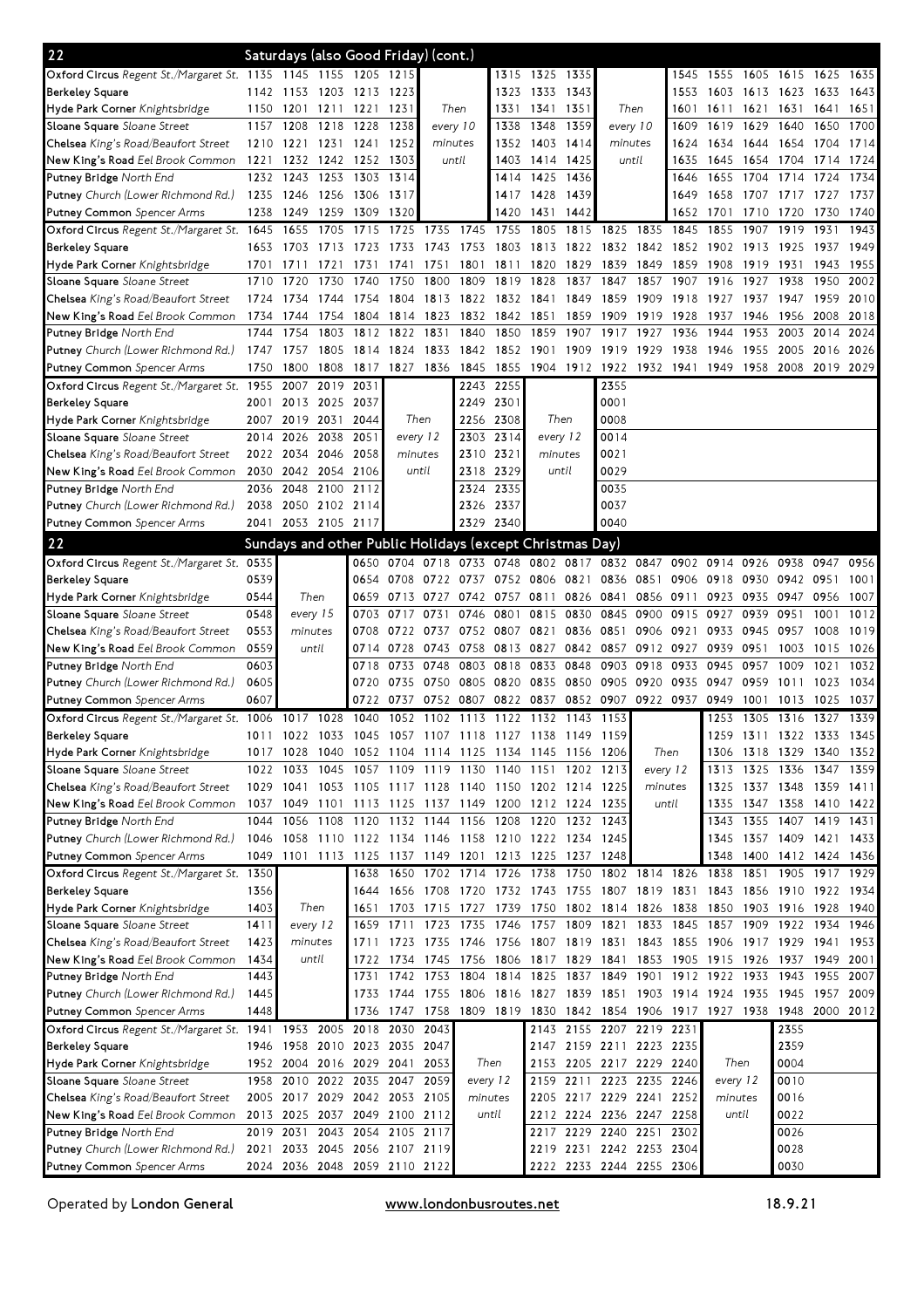## 22 Saturdays (also Good Friday) (cont.)

| | | | | | | | | | | | | | | | | | | | |
|---|---|---|---|---|---|---|---|---|---|---|---|---|---|---|---|---|---|---|---|
| **Oxford Circus** *Regent St./Margaret St.* | 1135 | 1145 | 1155 | 1205 | 1215 | | | 1315 | 1325 | 1335 | | | 1545 | 1555 | 1605 | 1615 | 1625 | 1635 |
| **Berkeley Square** | 1142 | 1153 | 1203 | 1213 | 1223 | | | 1323 | 1333 | 1343 | | | 1553 | 1603 | 1613 | 1623 | 1633 | 1643 |
| **Hyde Park Corner** *Knightsbridge* | 1150 | 1201 | 1211 | 1221 | 1231 | Then | | 1331 | 1341 | 1351 | Then | | 1601 | 1611 | 1621 | 1631 | 1641 | 1651 |
| **Sloane Square** *Sloane Street* | 1157 | 1208 | 1218 | 1228 | 1238 | every 10 | | 1338 | 1348 | 1359 | every 10 | | 1609 | 1619 | 1629 | 1640 | 1650 | 1700 |
| **Chelsea** *King's Road/Beaufort Street* | 1210 | 1221 | 1231 | 1241 | 1252 | minutes | | 1352 | 1403 | 1414 | minutes | | 1624 | 1634 | 1644 | 1654 | 1704 | 1714 |
| **New King's Road** *Eel Brook Common* | 1221 | 1232 | 1242 | 1252 | 1303 | until | | 1403 | 1414 | 1425 | until | | 1635 | 1645 | 1654 | 1704 | 1714 | 1724 |
| **Putney Bridge** *North End* | 1232 | 1243 | 1253 | 1303 | 1314 | | | 1414 | 1425 | 1436 | | | 1646 | 1655 | 1704 | 1714 | 1724 | 1734 |
| **Putney** *Church (Lower Richmond Rd.)* | 1235 | 1246 | 1256 | 1306 | 1317 | | | 1417 | 1428 | 1439 | | | 1649 | 1658 | 1707 | 1717 | 1727 | 1737 |
| **Putney Common** *Spencer Arms* | 1238 | 1249 | 1259 | 1309 | 1320 | | | 1420 | 1431 | 1442 | | | 1652 | 1701 | 1710 | 1720 | 1730 | 1740 |

| | | | | | | | | | | | | | | | | | | |
|---|---|---|---|---|---|---|---|---|---|---|---|---|---|---|---|---|---|---|
| **Oxford Circus** *Regent St./Margaret St.* | 1645 | 1655 | 1705 | 1715 | 1725 | 1735 | 1745 | 1755 | 1805 | 1815 | 1825 | 1835 | 1845 | 1855 | 1907 | 1919 | 1931 | 1943 |
| **Berkeley Square** | 1653 | 1703 | 1713 | 1723 | 1733 | 1743 | 1753 | 1803 | 1813 | 1822 | 1832 | 1842 | 1852 | 1902 | 1913 | 1925 | 1937 | 1949 |
| **Hyde Park Corner** *Knightsbridge* | 1701 | 1711 | 1721 | 1731 | 1741 | 1751 | 1801 | 1811 | 1820 | 1829 | 1839 | 1849 | 1859 | 1908 | 1919 | 1931 | 1943 | 1955 |
| **Sloane Square** *Sloane Street* | 1710 | 1720 | 1730 | 1740 | 1750 | 1800 | 1809 | 1819 | 1828 | 1837 | 1847 | 1857 | 1907 | 1916 | 1927 | 1938 | 1950 | 2002 |
| **Chelsea** *King's Road/Beaufort Street* | 1724 | 1734 | 1744 | 1754 | 1804 | 1813 | 1822 | 1832 | 1841 | 1849 | 1859 | 1909 | 1918 | 1927 | 1937 | 1947 | 1959 | 2010 |
| **New King's Road** *Eel Brook Common* | 1734 | 1744 | 1754 | 1804 | 1814 | 1823 | 1832 | 1842 | 1851 | 1859 | 1909 | 1919 | 1928 | 1937 | 1946 | 1956 | 2008 | 2018 |
| **Putney Bridge** *North End* | 1744 | 1754 | 1803 | 1812 | 1822 | 1831 | 1840 | 1850 | 1859 | 1907 | 1917 | 1927 | 1936 | 1944 | 1953 | 2003 | 2014 | 2024 |
| **Putney** *Church (Lower Richmond Rd.)* | 1747 | 1757 | 1805 | 1814 | 1824 | 1833 | 1842 | 1852 | 1901 | 1909 | 1919 | 1929 | 1938 | 1946 | 1955 | 2005 | 2016 | 2026 |
| **Putney Common** *Spencer Arms* | 1750 | 1800 | 1808 | 1817 | 1827 | 1836 | 1845 | 1855 | 1904 | 1912 | 1922 | 1932 | 1941 | 1949 | 1958 | 2008 | 2019 | 2029 |

| | | | | | | | | | | | |
|---|---|---|---|---|---|---|---|---|---|---|---|
| **Oxford Circus** *Regent St./Margaret St.* | 1955 | 2007 | 2019 | 2031 | | 2243 | 2255 | | 2355 |
| **Berkeley Square** | 2001 | 2013 | 2025 | 2037 | | 2249 | 2301 | | 0001 |
| **Hyde Park Corner** *Knightsbridge* | 2007 | 2019 | 2031 | 2044 | Then | 2256 | 2308 | Then | 0008 |
| **Sloane Square** *Sloane Street* | 2014 | 2026 | 2038 | 2051 | every 12 | 2303 | 2314 | every 12 | 0014 |
| **Chelsea** *King's Road/Beaufort Street* | 2022 | 2034 | 2046 | 2058 | minutes | 2310 | 2321 | minutes | 0021 |
| **New King's Road** *Eel Brook Common* | 2030 | 2042 | 2054 | 2106 | until | 2318 | 2329 | until | 0029 |
| **Putney Bridge** *North End* | 2036 | 2048 | 2100 | 2112 | | 2324 | 2335 | | 0035 |
| **Putney** *Church (Lower Richmond Rd.)* | 2038 | 2050 | 2102 | 2114 | | 2326 | 2337 | | 0037 |
| **Putney Common** *Spencer Arms* | 2041 | 2053 | 2105 | 2117 | | 2329 | 2340 | | 0040 |

## 22 Sundays and other Public Holidays (except Christmas Day)

| | | | | | | | | | | | | | | | | | | |
|---|---|---|---|---|---|---|---|---|---|---|---|---|---|---|---|---|---|---|
| **Oxford Circus** *Regent St./Margaret St.* | 0535 | | 0650 | 0704 | 0718 | 0733 | 0748 | 0802 | 0817 | 0832 | 0847 | 0902 | 0914 | 0926 | 0938 | 0947 | 0956 |
| **Berkeley Square** | 0539 | | 0654 | 0708 | 0722 | 0737 | 0752 | 0806 | 0821 | 0836 | 0851 | 0906 | 0918 | 0930 | 0942 | 0951 | 1001 |
| **Hyde Park Corner** *Knightsbridge* | 0544 | Then | 0659 | 0713 | 0727 | 0742 | 0757 | 0811 | 0826 | 0841 | 0856 | 0911 | 0923 | 0935 | 0947 | 0956 | 1007 |
| **Sloane Square** *Sloane Street* | 0548 | every 15 | 0703 | 0717 | 0731 | 0746 | 0801 | 0815 | 0830 | 0845 | 0900 | 0915 | 0927 | 0939 | 0951 | 1001 | 1012 |
| **Chelsea** *King's Road/Beaufort Street* | 0553 | minutes | 0708 | 0722 | 0737 | 0752 | 0807 | 0821 | 0836 | 0851 | 0906 | 0921 | 0933 | 0945 | 0957 | 1008 | 1019 |
| **New King's Road** *Eel Brook Common* | 0559 | until | 0714 | 0728 | 0743 | 0758 | 0813 | 0827 | 0842 | 0857 | 0912 | 0927 | 0939 | 0951 | 1003 | 1015 | 1026 |
| **Putney Bridge** *North End* | 0603 | | 0718 | 0733 | 0748 | 0803 | 0818 | 0833 | 0848 | 0903 | 0918 | 0933 | 0945 | 0957 | 1009 | 1021 | 1032 |
| **Putney** *Church (Lower Richmond Rd.)* | 0605 | | 0720 | 0735 | 0750 | 0805 | 0820 | 0835 | 0850 | 0905 | 0920 | 0935 | 0947 | 0959 | 1011 | 1023 | 1034 |
| **Putney Common** *Spencer Arms* | 0607 | | 0722 | 0737 | 0752 | 0807 | 0822 | 0837 | 0852 | 0907 | 0922 | 0937 | 0949 | 1001 | 1013 | 1025 | 1037 |

| | | | | | | | | | | | | | | | | | |
|---|---|---|---|---|---|---|---|---|---|---|---|---|---|---|---|---|---|
| **Oxford Circus** *Regent St./Margaret St.* | 1006 | 1017 | 1028 | 1040 | 1052 | 1102 | 1113 | 1122 | 1132 | 1143 | 1153 | | 1253 | 1305 | 1316 | 1327 | 1339 |
| **Berkeley Square** | 1011 | 1022 | 1033 | 1045 | 1057 | 1107 | 1118 | 1127 | 1138 | 1149 | 1159 | | 1259 | 1311 | 1322 | 1333 | 1345 |
| **Hyde Park Corner** *Knightsbridge* | 1017 | 1028 | 1040 | 1052 | 1104 | 1114 | 1125 | 1134 | 1145 | 1156 | 1206 | Then | 1306 | 1318 | 1329 | 1340 | 1352 |
| **Sloane Square** *Sloane Street* | 1022 | 1033 | 1045 | 1057 | 1109 | 1119 | 1130 | 1140 | 1151 | 1202 | 1213 | every 12 | 1313 | 1325 | 1336 | 1347 | 1359 |
| **Chelsea** *King's Road/Beaufort Street* | 1029 | 1041 | 1053 | 1105 | 1117 | 1128 | 1140 | 1150 | 1202 | 1214 | 1225 | minutes | 1325 | 1337 | 1348 | 1359 | 1411 |
| **New King's Road** *Eel Brook Common* | 1037 | 1049 | 1101 | 1113 | 1125 | 1137 | 1149 | 1200 | 1212 | 1224 | 1235 | until | 1335 | 1347 | 1358 | 1410 | 1422 |
| **Putney Bridge** *North End* | 1044 | 1056 | 1108 | 1120 | 1132 | 1144 | 1156 | 1208 | 1220 | 1232 | 1243 | | 1343 | 1355 | 1407 | 1419 | 1431 |
| **Putney** *Church (Lower Richmond Rd.)* | 1046 | 1058 | 1110 | 1122 | 1134 | 1146 | 1158 | 1210 | 1222 | 1234 | 1245 | | 1345 | 1357 | 1409 | 1421 | 1433 |
| **Putney Common** *Spencer Arms* | 1049 | 1101 | 1113 | 1125 | 1137 | 1149 | 1201 | 1213 | 1225 | 1237 | 1248 | | 1348 | 1400 | 1412 | 1424 | 1436 |

| | | | | | | | | | | | | | | | | | |
|---|---|---|---|---|---|---|---|---|---|---|---|---|---|---|---|---|---|
| **Oxford Circus** *Regent St./Margaret St.* | 1350 | | 1638 | 1650 | 1702 | 1714 | 1726 | 1738 | 1750 | 1802 | 1814 | 1826 | 1838 | 1851 | 1905 | 1917 | 1929 |
| **Berkeley Square** | 1356 | | 1644 | 1656 | 1708 | 1720 | 1732 | 1743 | 1755 | 1807 | 1819 | 1831 | 1843 | 1856 | 1910 | 1922 | 1934 |
| **Hyde Park Corner** *Knightsbridge* | 1403 | Then | 1651 | 1703 | 1715 | 1727 | 1739 | 1750 | 1802 | 1814 | 1826 | 1838 | 1850 | 1903 | 1916 | 1928 | 1940 |
| **Sloane Square** *Sloane Street* | 1411 | every 12 | 1659 | 1711 | 1723 | 1735 | 1746 | 1757 | 1809 | 1821 | 1833 | 1845 | 1857 | 1909 | 1922 | 1934 | 1946 |
| **Chelsea** *King's Road/Beaufort Street* | 1423 | minutes | 1711 | 1723 | 1735 | 1746 | 1756 | 1807 | 1819 | 1831 | 1843 | 1855 | 1906 | 1917 | 1929 | 1941 | 1953 |
| **New King's Road** *Eel Brook Common* | 1434 | until | 1722 | 1734 | 1745 | 1756 | 1806 | 1817 | 1829 | 1841 | 1853 | 1905 | 1915 | 1926 | 1937 | 1949 | 2001 |
| **Putney Bridge** *North End* | 1443 | | 1731 | 1742 | 1753 | 1804 | 1814 | 1825 | 1837 | 1849 | 1901 | 1912 | 1922 | 1933 | 1943 | 1955 | 2007 |
| **Putney** *Church (Lower Richmond Rd.)* | 1445 | | 1733 | 1744 | 1755 | 1806 | 1816 | 1827 | 1839 | 1851 | 1903 | 1914 | 1924 | 1935 | 1945 | 1957 | 2009 |
| **Putney Common** *Spencer Arms* | 1448 | | 1736 | 1747 | 1758 | 1809 | 1819 | 1830 | 1842 | 1854 | 1906 | 1917 | 1927 | 1938 | 1948 | 2000 | 2012 |

| | | | | | | | | | | | | | | |
|---|---|---|---|---|---|---|---|---|---|---|---|---|---|---|
| **Oxford Circus** *Regent St./Margaret St.* | 1941 | 1953 | 2005 | 2018 | 2030 | 2043 | | 2143 | 2155 | 2207 | 2219 | 2231 | | 2355 |
| **Berkeley Square** | 1946 | 1958 | 2010 | 2023 | 2035 | 2047 | | 2147 | 2159 | 2211 | 2223 | 2235 | | 2359 |
| **Hyde Park Corner** *Knightsbridge* | 1952 | 2004 | 2016 | 2029 | 2041 | 2053 | Then | 2153 | 2205 | 2217 | 2229 | 2240 | Then | 0004 |
| **Sloane Square** *Sloane Street* | 1958 | 2010 | 2022 | 2035 | 2047 | 2059 | every 12 | 2159 | 2211 | 2223 | 2235 | 2246 | every 12 | 0010 |
| **Chelsea** *King's Road/Beaufort Street* | 2005 | 2017 | 2029 | 2042 | 2053 | 2105 | minutes | 2205 | 2217 | 2229 | 2241 | 2252 | minutes | 0016 |
| **New King's Road** *Eel Brook Common* | 2013 | 2025 | 2037 | 2049 | 2100 | 2112 | until | 2212 | 2224 | 2236 | 2247 | 2258 | until | 0022 |
| **Putney Bridge** *North End* | 2019 | 2031 | 2043 | 2054 | 2105 | 2117 | | 2217 | 2229 | 2240 | 2251 | 2302 | | 0026 |
| **Putney** *Church (Lower Richmond Rd.)* | 2021 | 2033 | 2045 | 2056 | 2107 | 2119 | | 2219 | 2231 | 2242 | 2253 | 2304 | | 0028 |
| **Putney Common** *Spencer Arms* | 2024 | 2036 | 2048 | 2059 | 2110 | 2122 | | 2222 | 2233 | 2244 | 2255 | 2306 | | 0030 |

Operated by **London General** www.londonbusroutes.net 18.9.21